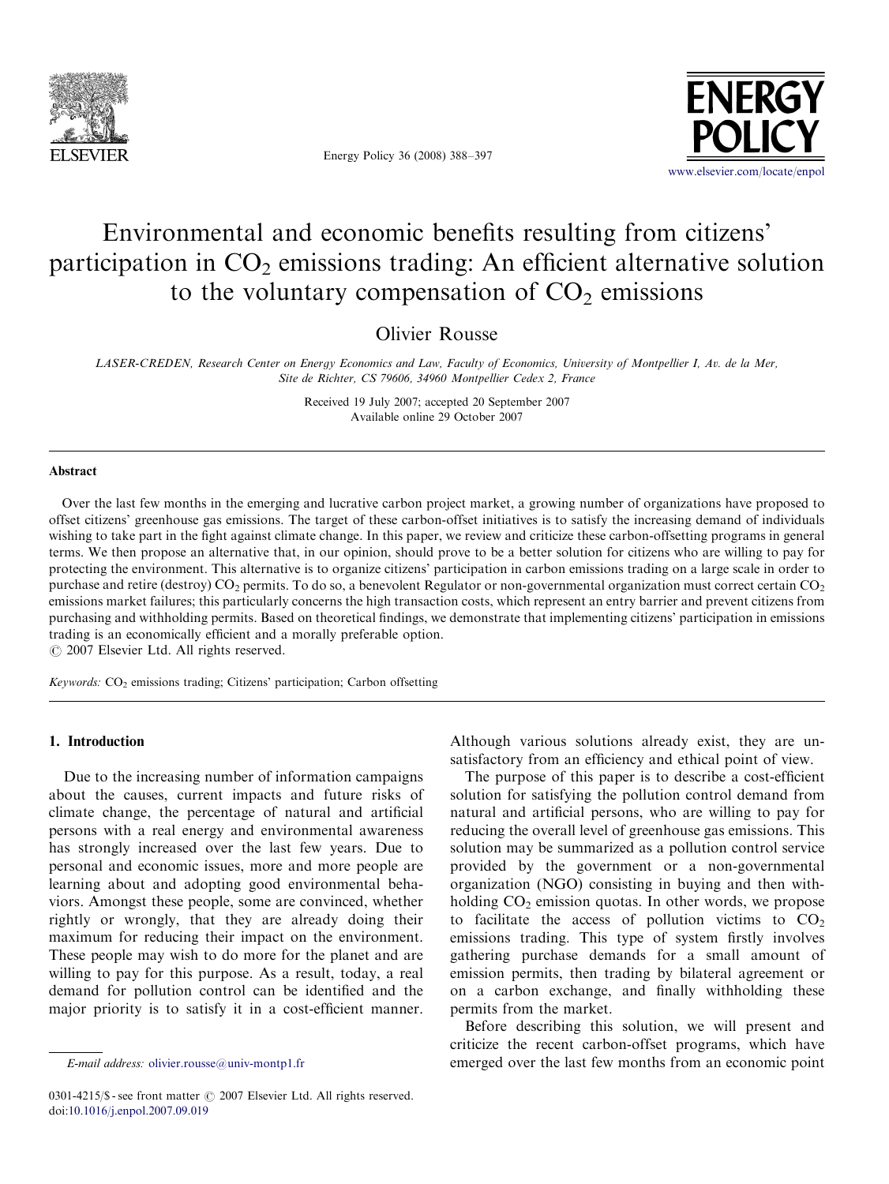# Environmental and economic benefits resulting from citizens' participation in $CO_2$ emissions trading: An efficient alternative solution to the voluntary compensation of $CO_2$ emissions

Olivier Rousse

*LASER-CREDEN, Research Center on Energy Economics and Law, Faculty of Economics, University of Montpellier I, Av. de la Mer, Site de Richter, CS 79606, 34960 Montpellier Cedex 2, France*

Received 19 July 2007; accepted 20 September 2007
Available online 29 October 2007

## Abstract

Over the last few months in the emerging and lucrative carbon project market, a growing number of organizations have proposed to offset citizens' greenhouse gas emissions. The target of these carbon-offset initiatives is to satisfy the increasing demand of individuals wishing to take part in the fight against climate change. In this paper, we review and criticize these carbon-offsetting programs in general terms. We then propose an alternative that, in our opinion, should prove to be a better solution for citizens who are willing to pay for protecting the environment. This alternative is to organize citizens' participation in carbon emissions trading on a large scale in order to purchase and retire (destroy) $CO_2$ permits. To do so, a benevolent Regulator or non-governmental organization must correct certain $CO_2$ emissions market failures; this particularly concerns the high transaction costs, which represent an entry barrier and prevent citizens from purchasing and withholding permits. Based on theoretical findings, we demonstrate that implementing citizens' participation in emissions trading is an economically efficient and a morally preferable option.

© 2007 Elsevier Ltd. All rights reserved.

*Keywords:* $CO_2$ emissions trading; Citizens' participation; Carbon offsetting

## 1. Introduction

Due to the increasing number of information campaigns about the causes, current impacts and future risks of climate change, the percentage of natural and artificial persons with a real energy and environmental awareness has strongly increased over the last few years. Due to personal and economic issues, more and more people are learning about and adopting good environmental behaviors. Amongst these people, some are convinced, whether rightly or wrongly, that they are already doing their maximum for reducing their impact on the environment. These people may wish to do more for the planet and are willing to pay for this purpose. As a result, today, a real demand for pollution control can be identified and the major priority is to satisfy it in a cost-efficient manner. Although various solutions already exist, they are unsatisfactory from an efficiency and ethical point of view.

The purpose of this paper is to describe a cost-efficient solution for satisfying the pollution control demand from natural and artificial persons, who are willing to pay for reducing the overall level of greenhouse gas emissions. This solution may be summarized as a pollution control service provided by the government or a non-governmental organization (NGO) consisting in buying and then withholding $CO_2$ emission quotas. In other words, we propose to facilitate the access of pollution victims to $CO_2$ emissions trading. This type of system firstly involves gathering purchase demands for a small amount of emission permits, then trading by bilateral agreement or on a carbon exchange, and finally withholding these permits from the market.

Before describing this solution, we will present and criticize the recent carbon-offset programs, which have emerged over the last few months from an economic point

*E-mail address:* olivier.rousse@univ-montp1.fr

0301-4215/$ - see front matter © 2007 Elsevier Ltd. All rights reserved.
doi:10.1016/j.enpol.2007.09.019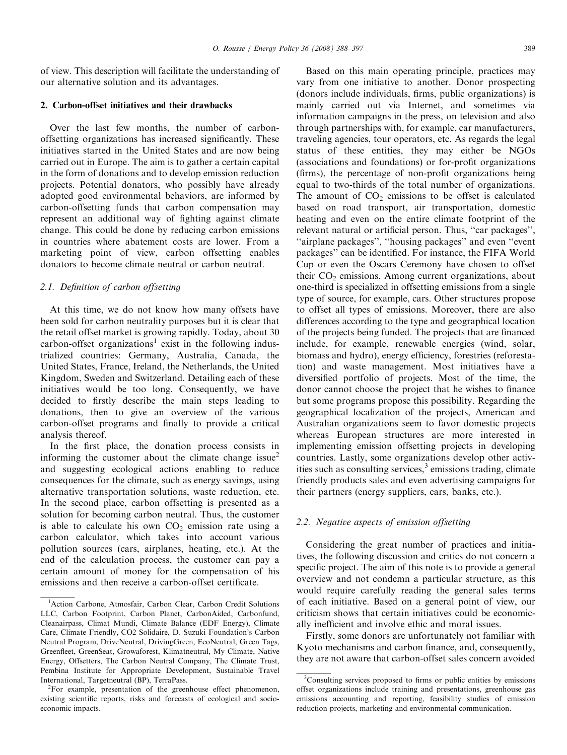of view. This description will facilitate the understanding of our alternative solution and its advantages.

## 2. Carbon-offset initiatives and their drawbacks

Over the last few months, the number of carbon-offsetting organizations has increased significantly. These initiatives started in the United States and are now being carried out in Europe. The aim is to gather a certain capital in the form of donations and to develop emission reduction projects. Potential donators, who possibly have already adopted good environmental behaviors, are informed by carbon-offsetting funds that carbon compensation may represent an additional way of fighting against climate change. This could be done by reducing carbon emissions in countries where abatement costs are lower. From a marketing point of view, carbon offsetting enables donators to become climate neutral or carbon neutral.

### 2.1. Definition of carbon offsetting

At this time, we do not know how many offsets have been sold for carbon neutrality purposes but it is clear that the retail offset market is growing rapidly. Today, about 30 carbon-offset organizations[1] exist in the following industrialized countries: Germany, Australia, Canada, the United States, France, Ireland, the Netherlands, the United Kingdom, Sweden and Switzerland. Detailing each of these initiatives would be too long. Consequently, we have decided to firstly describe the main steps leading to donations, then to give an overview of the various carbon-offset programs and finally to provide a critical analysis thereof.

In the first place, the donation process consists in informing the customer about the climate change issue[2] and suggesting ecological actions enabling to reduce consequences for the climate, such as energy savings, using alternative transportation solutions, waste reduction, etc. In the second place, carbon offsetting is presented as a solution for becoming carbon neutral. Thus, the customer is able to calculate his own $CO_2$ emission rate using a carbon calculator, which takes into account various pollution sources (cars, airplanes, heating, etc.). At the end of the calculation process, the customer can pay a certain amount of money for the compensation of his emissions and then receive a carbon-offset certificate.

Based on this main operating principle, practices may vary from one initiative to another. Donor prospecting (donors include individuals, firms, public organizations) is mainly carried out via Internet, and sometimes via information campaigns in the press, on television and also through partnerships with, for example, car manufacturers, traveling agencies, tour operators, etc. As regards the legal status of these entities, they may either be NGOs (associations and foundations) or for-profit organizations (firms), the percentage of non-profit organizations being equal to two-thirds of the total number of organizations. The amount of $CO_2$ emissions to be offset is calculated based on road transport, air transportation, domestic heating and even on the entire climate footprint of the relevant natural or artificial person. Thus, ''car packages'', ''airplane packages'', ''housing packages'' and even ''event packages'' can be identified. For instance, the FIFA World Cup or even the Oscars Ceremony have chosen to offset their $CO_2$ emissions. Among current organizations, about one-third is specialized in offsetting emissions from a single type of source, for example, cars. Other structures propose to offset all types of emissions. Moreover, there are also differences according to the type and geographical location of the projects being funded. The projects that are financed include, for example, renewable energies (wind, solar, biomass and hydro), energy efficiency, forestries (reforestation) and waste management. Most initiatives have a diversified portfolio of projects. Most of the time, the donor cannot choose the project that he wishes to finance but some programs propose this possibility. Regarding the geographical localization of the projects, American and Australian organizations seem to favor domestic projects whereas European structures are more interested in implementing emission offsetting projects in developing countries. Lastly, some organizations develop other activities such as consulting services,[3] emissions trading, climate friendly products sales and even advertising campaigns for their partners (energy suppliers, cars, banks, etc.).

### 2.2. Negative aspects of emission offsetting

Considering the great number of practices and initiatives, the following discussion and critics do not concern a specific project. The aim of this note is to provide a general overview and not condemn a particular structure, as this would require carefully reading the general sales terms of each initiative. Based on a general point of view, our criticism shows that certain initiatives could be economically inefficient and involve ethic and moral issues.

Firstly, some donors are unfortunately not familiar with Kyoto mechanisms and carbon finance, and, consequently, they are not aware that carbon-offset sales concern avoided

---

[1] Action Carbone, Atmosfair, Carbon Clear, Carbon Credit Solutions LLC, Carbon Footprint, Carbon Planet, CarbonAided, Carbonfund, Cleanairpass, Climat Mundi, Climate Balance (EDF Energy), Climate Care, Climate Friendly, CO2 Solidaire, D. Suzuki Foundation's Carbon Neutral Program, DriveNeutral, DrivingGreen, EcoNeutral, Green Tags, Greenfleet, GreenSeat, Growaforest, Klimatneutral, My Climate, Native Energy, Offsetters, The Carbon Neutral Company, The Climate Trust, Pembina Institute for Appropriate Development, Sustainable Travel International, Targetneutral (BP), TerraPass.

[2] For example, presentation of the greenhouse effect phenomenon, existing scientific reports, risks and forecasts of ecological and socio-economic impacts.

[3] Consulting services proposed to firms or public entities by emissions offset organizations include training and presentations, greenhouse gas emissions accounting and reporting, feasibility studies of emission reduction projects, marketing and environmental communication.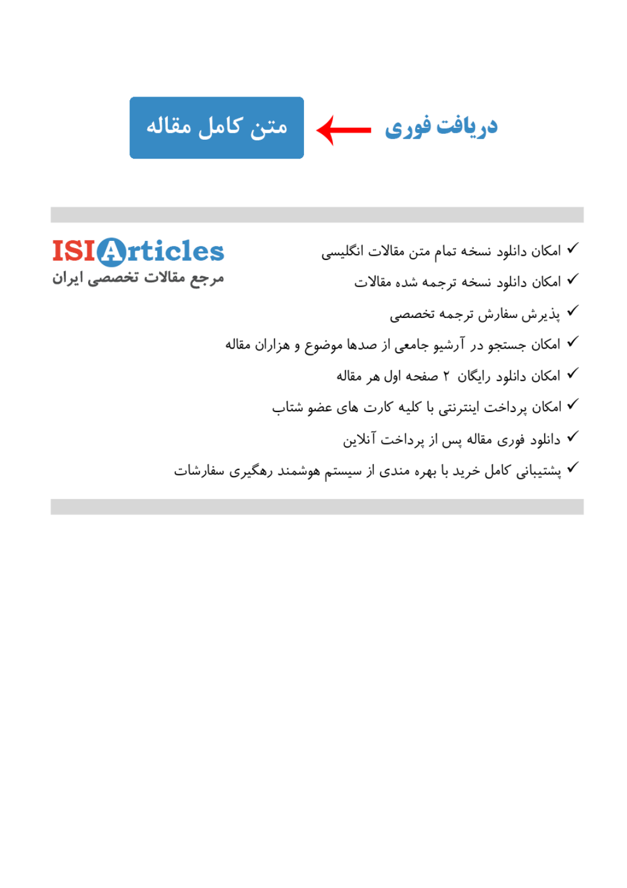دریافت فوری ← متن کامل مقاله

ISIArticles
مرجع مقالات تخصصی ایران

- ✓ امکان دانلود نسخه تمام متن مقالات انگلیسی
- ✓ امکان دانلود نسخه ترجمه شده مقالات
- ✓ پذیرش سفارش ترجمه تخصصی
- ✓ امکان جستجو در آرشیو جامعی از صدها موضوع و هزاران مقاله
- ✓ امکان دانلود رایگان ۲ صفحه اول هر مقاله
- ✓ امکان پرداخت اینترنتی با کلیه کارت های عضو شتاب
- ✓ دانلود فوری مقاله پس از پرداخت آنلاین
- ✓ پشتیبانی کامل خرید با بهره مندی از سیستم هوشمند رهگیری سفارشات